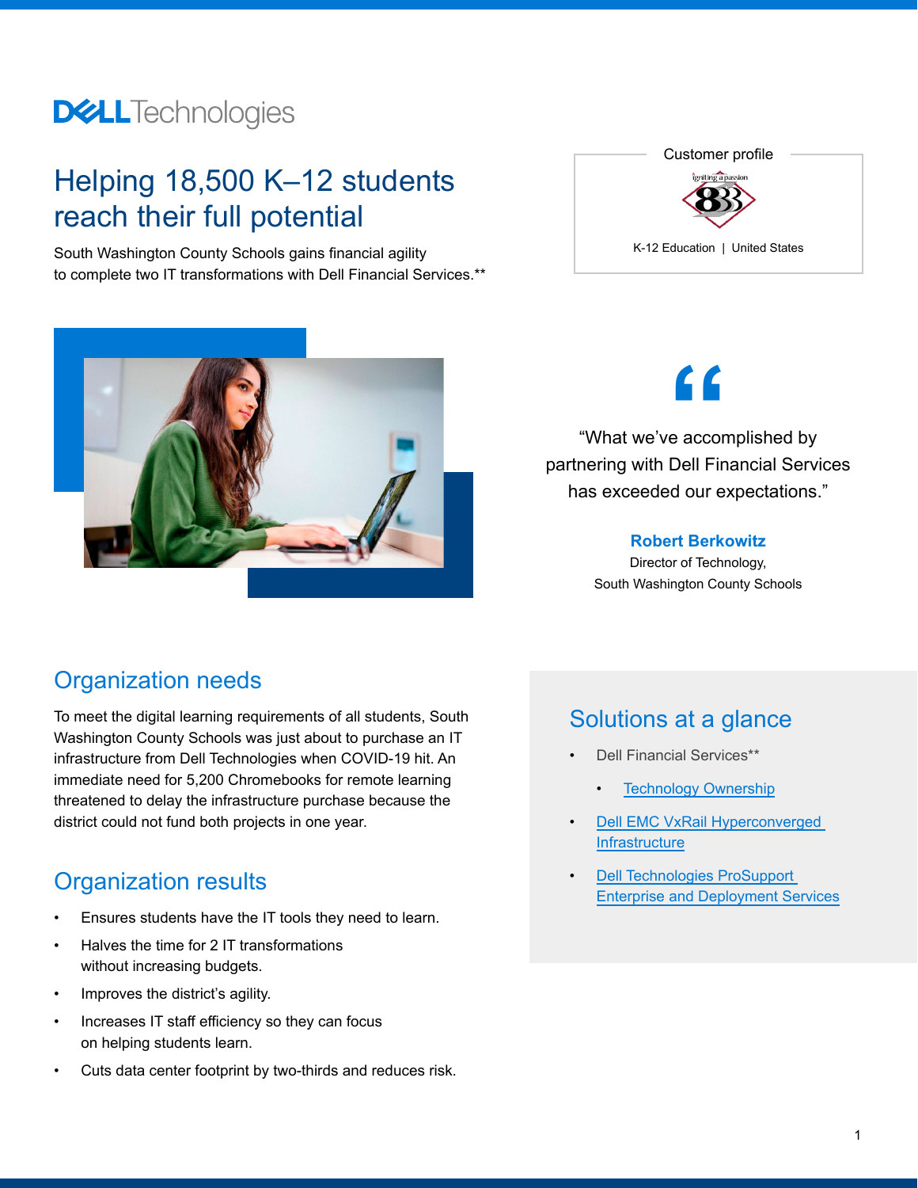# Helping 18,500 K–12 students reach their full potential

South Washington County Schools gains financial agility to complete two IT transformations with Dell Financial Services.**

Customer profile

K-12 Education | United States

"What we've accomplished by partnering with Dell Financial Services has exceeded our expectations."

**Robert Berkowitz**
Director of Technology,
South Washington County Schools

## Organization needs

To meet the digital learning requirements of all students, South Washington County Schools was just about to purchase an IT infrastructure from Dell Technologies when COVID-19 hit. An immediate need for 5,200 Chromebooks for remote learning threatened to delay the infrastructure purchase because the district could not fund both projects in one year.

## Organization results

- Ensures students have the IT tools they need to learn.
- Halves the time for 2 IT transformations without increasing budgets.
- Improves the district's agility.
- Increases IT staff efficiency so they can focus on helping students learn.
- Cuts data center footprint by two-thirds and reduces risk.

## Solutions at a glance

- Dell Financial Services**
  - Technology Ownership
- Dell EMC VxRail Hyperconverged Infrastructure
- Dell Technologies ProSupport Enterprise and Deployment Services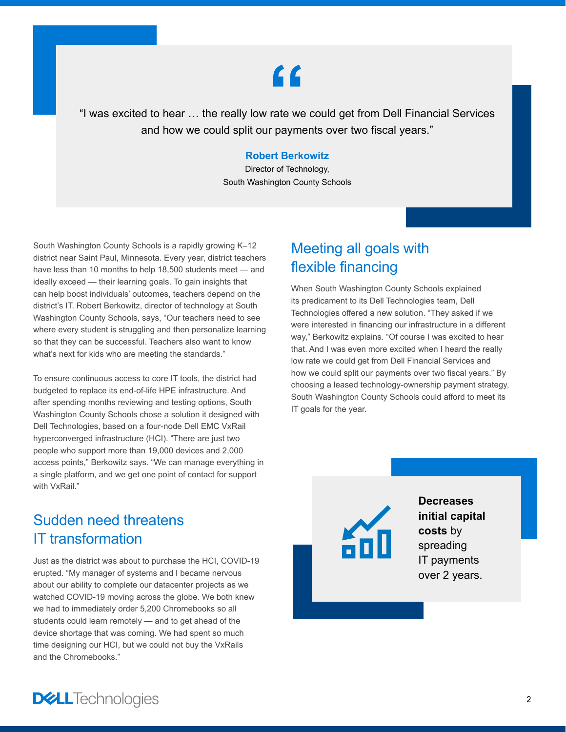> "I was excited to hear … the really low rate we could get from Dell Financial Services and how we could split our payments over two fiscal years."
>
> **Robert Berkowitz**
> Director of Technology,
> South Washington County Schools

South Washington County Schools is a rapidly growing K–12 district near Saint Paul, Minnesota. Every year, district teachers have less than 10 months to help 18,500 students meet — and ideally exceed — their learning goals. To gain insights that can help boost individuals' outcomes, teachers depend on the district's IT. Robert Berkowitz, director of technology at South Washington County Schools, says, "Our teachers need to see where every student is struggling and then personalize learning so that they can be successful. Teachers also want to know what's next for kids who are meeting the standards."

To ensure continuous access to core IT tools, the district had budgeted to replace its end-of-life HPE infrastructure. And after spending months reviewing and testing options, South Washington County Schools chose a solution it designed with Dell Technologies, based on a four-node Dell EMC VxRail hyperconverged infrastructure (HCI). "There are just two people who support more than 19,000 devices and 2,000 access points," Berkowitz says. "We can manage everything in a single platform, and we get one point of contact for support with VxRail."

## Sudden need threatens IT transformation

Just as the district was about to purchase the HCI, COVID-19 erupted. "My manager of systems and I became nervous about our ability to complete our datacenter projects as we watched COVID-19 moving across the globe. We both knew we had to immediately order 5,200 Chromebooks so all students could learn remotely — and to get ahead of the device shortage that was coming. We had spent so much time designing our HCI, but we could not buy the VxRails and the Chromebooks."

## Meeting all goals with flexible financing

When South Washington County Schools explained its predicament to its Dell Technologies team, Dell Technologies offered a new solution. "They asked if we were interested in financing our infrastructure in a different way," Berkowitz explains. "Of course I was excited to hear that. And I was even more excited when I heard the really low rate we could get from Dell Financial Services and how we could split our payments over two fiscal years." By choosing a leased technology-ownership payment strategy, South Washington County Schools could afford to meet its IT goals for the year.

**Decreases initial capital costs** by spreading IT payments over 2 years.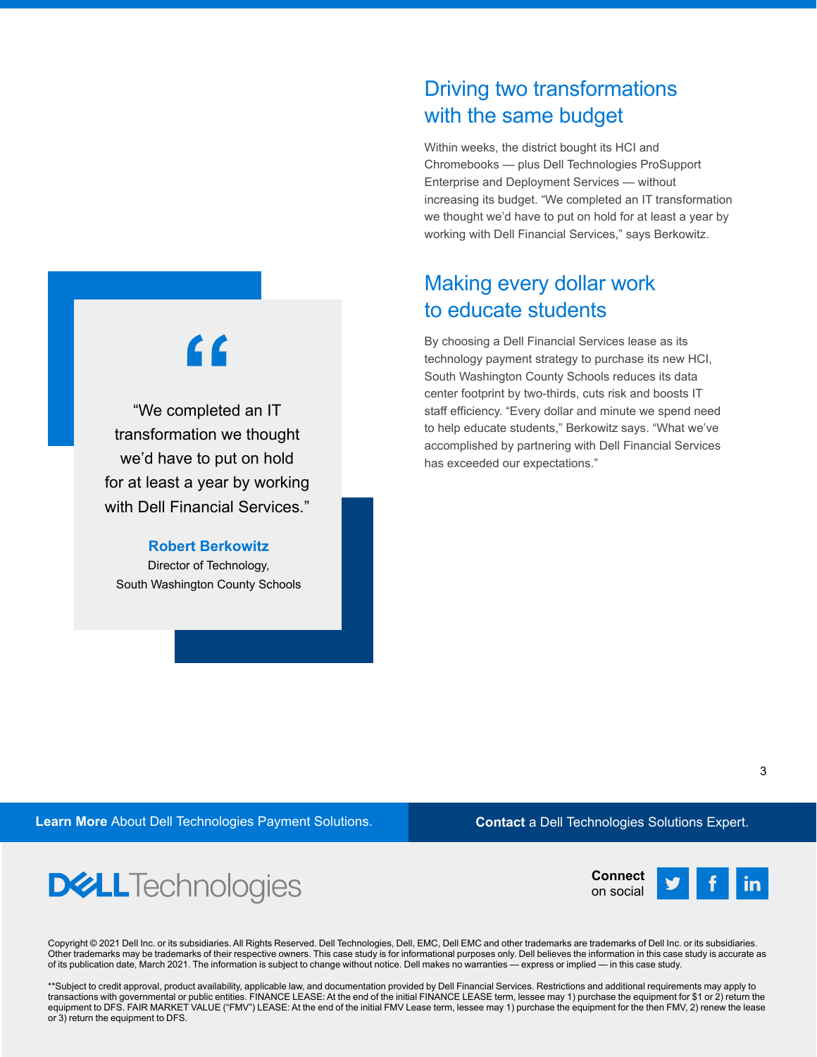## Driving two transformations with the same budget

Within weeks, the district bought its HCI and Chromebooks — plus Dell Technologies ProSupport Enterprise and Deployment Services — without increasing its budget. “We completed an IT transformation we thought we’d have to put on hold for at least a year by working with Dell Financial Services,” says Berkowitz.

> “We completed an IT transformation we thought we’d have to put on hold for at least a year by working with Dell Financial Services.”
>
> **Robert Berkowitz**
> Director of Technology,
> South Washington County Schools

## Making every dollar work to educate students

By choosing a Dell Financial Services lease as its technology payment strategy to purchase its new HCI, South Washington County Schools reduces its data center footprint by two-thirds, cuts risk and boosts IT staff efficiency. “Every dollar and minute we spend need to help educate students,” Berkowitz says. “What we’ve accomplished by partnering with Dell Financial Services has exceeded our expectations.”

**Learn More** About Dell Technologies Payment Solutions.

**Contact** a Dell Technologies Solutions Expert.

DELL Technologies

**Connect** on social

Copyright © 2021 Dell Inc. or its subsidiaries. All Rights Reserved. Dell Technologies, Dell, EMC, Dell EMC and other trademarks are trademarks of Dell Inc. or its subsidiaries. Other trademarks may be trademarks of their respective owners. This case study is for informational purposes only. Dell believes the information in this case study is accurate as of its publication date, March 2021. The information is subject to change without notice. Dell makes no warranties — express or implied — in this case study.

**Subject to credit approval, product availability, applicable law, and documentation provided by Dell Financial Services. Restrictions and additional requirements may apply to transactions with governmental or public entities. FINANCE LEASE: At the end of the initial FINANCE LEASE term, lessee may 1) purchase the equipment for $1 or 2) return the equipment to DFS. FAIR MARKET VALUE (“FMV”) LEASE: At the end of the initial FMV Lease term, lessee may 1) purchase the equipment for the then FMV, 2) renew the lease or 3) return the equipment to DFS.